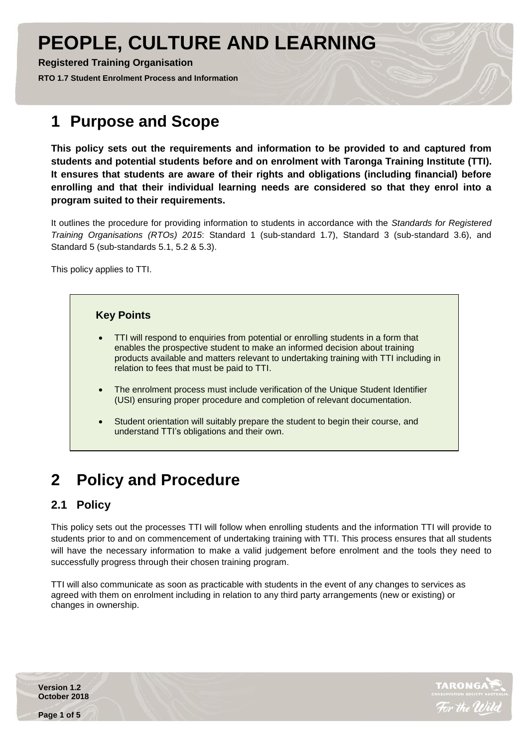# PEOPLE, CULTURE AND LEARNING

**Registered Training Organisation**

**RTO 1.7 Student Enrolment Process and Information**

# 1 Purpose and Scope

**This policy sets out the requirements and information to be provided to and captured from students and potential students before and on enrolment with Taronga Training Institute (TTI). It ensures that students are aware of their rights and obligations (including financial) before enrolling and that their individual learning needs are considered so that they enrol into a program suited to their requirements.**

It outlines the procedure for providing information to students in accordance with the *Standards for Registered Training Organisations (RTOs) 2015*: Standard 1 (sub-standard 1.7), Standard 3 (sub-standard 3.6), and Standard 5 (sub-standards 5.1, 5.2 & 5.3).

This policy applies to TTI.

**Key Points**

- TTI will respond to enquiries from potential or enrolling students in a form that enables the prospective student to make an informed decision about training products available and matters relevant to undertaking training with TTI including in relation to fees that must be paid to TTI.
- The enrolment process must include verification of the Unique Student Identifier (USI) ensuring proper procedure and completion of relevant documentation.
- Student orientation will suitably prepare the student to begin their course, and understand TTI's obligations and their own.

# 2 Policy and Procedure

## 2.1 Policy

This policy sets out the processes TTI will follow when enrolling students and the information TTI will provide to students prior to and on commencement of undertaking training with TTI. This process ensures that all students will have the necessary information to make a valid judgement before enrolment and the tools they need to successfully progress through their chosen training program.

TTI will also communicate as soon as practicable with students in the event of any changes to services as agreed with them on enrolment including in relation to any third party arrangements (new or existing) or changes in ownership.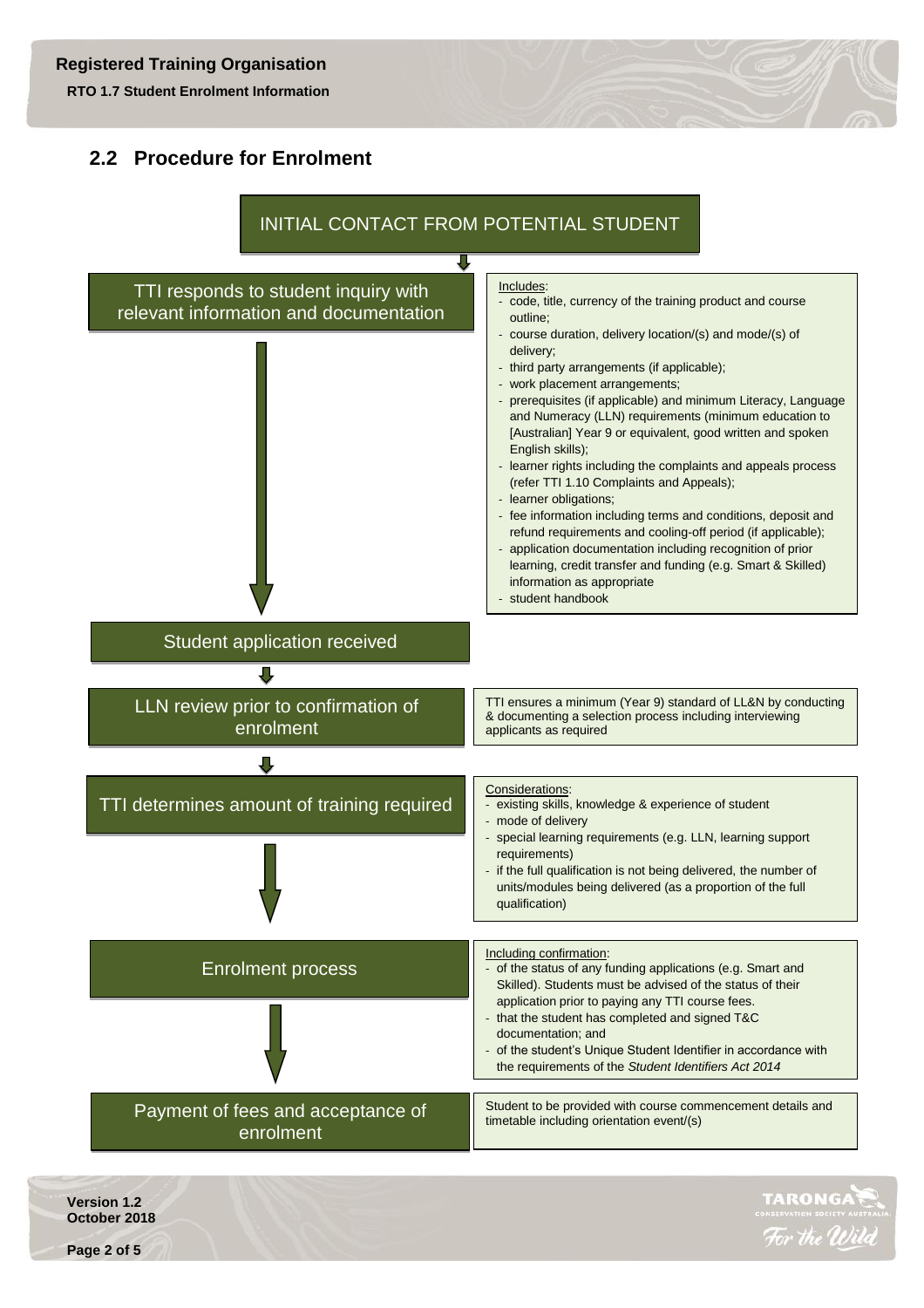## 2.2 Procedure for Enrolment

**INITIAL CONTACT FROM POTENTIAL STUDENT**

**TTI responds to student inquiry with relevant information and documentation**

Includes:

- code, title, currency of the training product and course outline;
- course duration, delivery location/(s) and mode/(s) of delivery;
- third party arrangements (if applicable);
- work placement arrangements;
- prerequisites (if applicable) and minimum Literacy, Language and Numeracy (LLN) requirements (minimum education to [Australian] Year 9 or equivalent, good written and spoken English skills);
- learner rights including the complaints and appeals process (refer TTI 1.10 Complaints and Appeals);
- learner obligations;
- fee information including terms and conditions, deposit and refund requirements and cooling-off period (if applicable);
- application documentation including recognition of prior learning, credit transfer and funding (e.g. Smart & Skilled) information as appropriate
- student handbook

**Student application received**

**LLN review prior to confirmation of enrolment**

TTI ensures a minimum (Year 9) standard of LL&N by conducting & documenting a selection process including interviewing applicants as required

**TTI determines amount of training required**

Considerations:

- existing skills, knowledge & experience of student
- mode of delivery
- special learning requirements (e.g. LLN, learning support requirements)
- if the full qualification is not being delivered, the number of units/modules being delivered (as a proportion of the full qualification)

**Enrolment process**

Including confirmation:

- of the status of any funding applications (e.g. Smart and Skilled). Students must be advised of the status of their application prior to paying any TTI course fees.
- that the student has completed and signed T&C documentation; and
- of the student's Unique Student Identifier in accordance with the requirements of the *Student Identifiers Act 2014*

**Payment of fees and acceptance of enrolment**

Student to be provided with course commencement details and timetable including orientation event/(s)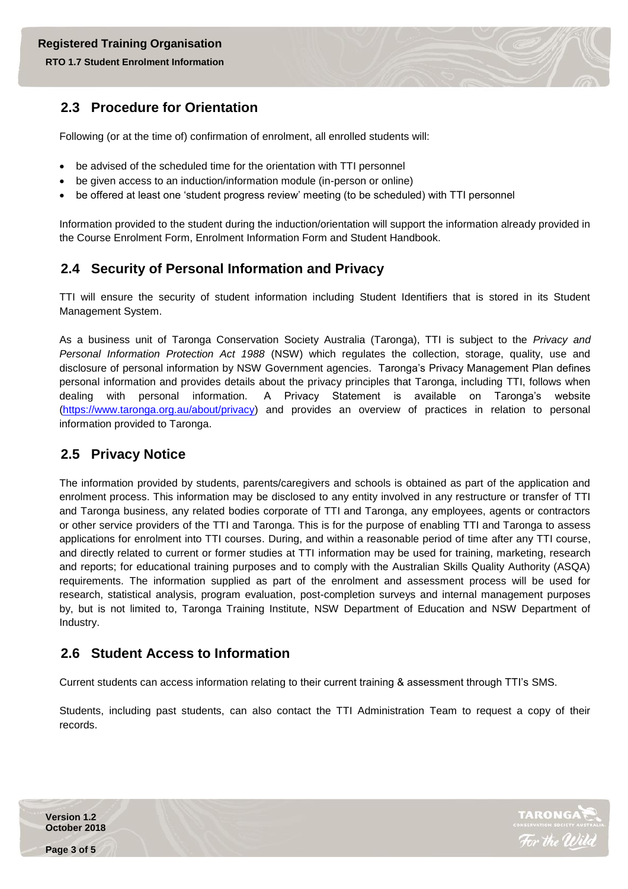## 2.3 Procedure for Orientation

Following (or at the time of) confirmation of enrolment, all enrolled students will:

- be advised of the scheduled time for the orientation with TTI personnel
- be given access to an induction/information module (in-person or online)
- be offered at least one 'student progress review' meeting (to be scheduled) with TTI personnel

Information provided to the student during the induction/orientation will support the information already provided in the Course Enrolment Form, Enrolment Information Form and Student Handbook.

## 2.4 Security of Personal Information and Privacy

TTI will ensure the security of student information including Student Identifiers that is stored in its Student Management System.

As a business unit of Taronga Conservation Society Australia (Taronga), TTI is subject to the *Privacy and Personal Information Protection Act 1988* (NSW) which regulates the collection, storage, quality, use and disclosure of personal information by NSW Government agencies. Taronga's Privacy Management Plan defines personal information and provides details about the privacy principles that Taronga, including TTI, follows when dealing with personal information. A Privacy Statement is available on Taronga's website (https://www.taronga.org.au/about/privacy) and provides an overview of practices in relation to personal information provided to Taronga.

## 2.5 Privacy Notice

The information provided by students, parents/caregivers and schools is obtained as part of the application and enrolment process. This information may be disclosed to any entity involved in any restructure or transfer of TTI and Taronga business, any related bodies corporate of TTI and Taronga, any employees, agents or contractors or other service providers of the TTI and Taronga. This is for the purpose of enabling TTI and Taronga to assess applications for enrolment into TTI courses. During, and within a reasonable period of time after any TTI course, and directly related to current or former studies at TTI information may be used for training, marketing, research and reports; for educational training purposes and to comply with the Australian Skills Quality Authority (ASQA) requirements. The information supplied as part of the enrolment and assessment process will be used for research, statistical analysis, program evaluation, post-completion surveys and internal management purposes by, but is not limited to, Taronga Training Institute, NSW Department of Education and NSW Department of Industry.

## 2.6 Student Access to Information

Current students can access information relating to their current training & assessment through TTI's SMS.

Students, including past students, can also contact the TTI Administration Team to request a copy of their records.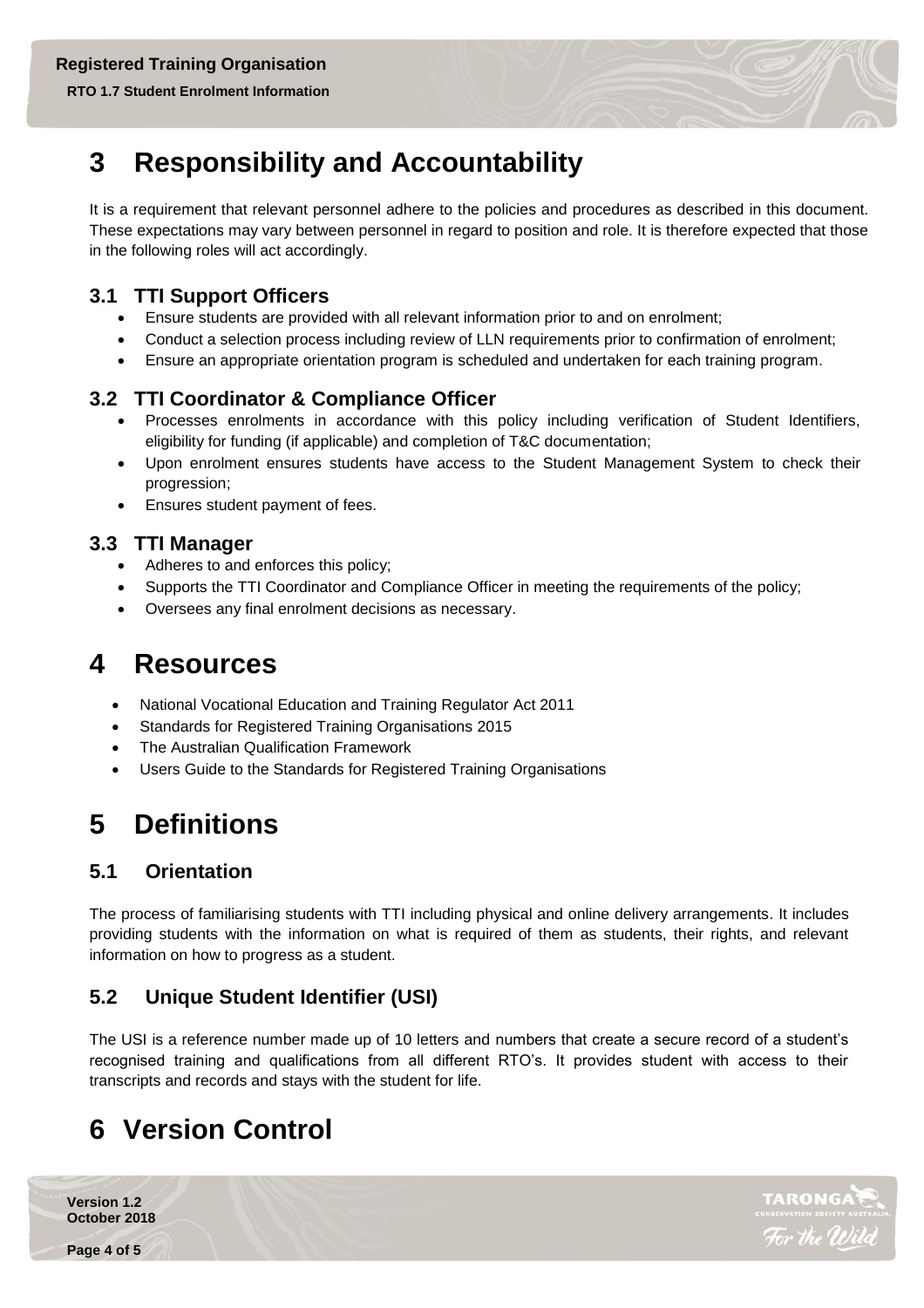# 3 Responsibility and Accountability

It is a requirement that relevant personnel adhere to the policies and procedures as described in this document. These expectations may vary between personnel in regard to position and role. It is therefore expected that those in the following roles will act accordingly.

## 3.1 TTI Support Officers

- Ensure students are provided with all relevant information prior to and on enrolment;
- Conduct a selection process including review of LLN requirements prior to confirmation of enrolment;
- Ensure an appropriate orientation program is scheduled and undertaken for each training program.

## 3.2 TTI Coordinator & Compliance Officer

- Processes enrolments in accordance with this policy including verification of Student Identifiers, eligibility for funding (if applicable) and completion of T&C documentation;
- Upon enrolment ensures students have access to the Student Management System to check their progression;
- Ensures student payment of fees.

## 3.3 TTI Manager

- Adheres to and enforces this policy;
- Supports the TTI Coordinator and Compliance Officer in meeting the requirements of the policy;
- Oversees any final enrolment decisions as necessary.

# 4 Resources

- National Vocational Education and Training Regulator Act 2011
- Standards for Registered Training Organisations 2015
- The Australian Qualification Framework
- Users Guide to the Standards for Registered Training Organisations

# 5 Definitions

## 5.1 Orientation

The process of familiarising students with TTI including physical and online delivery arrangements. It includes providing students with the information on what is required of them as students, their rights, and relevant information on how to progress as a student.

## 5.2 Unique Student Identifier (USI)

The USI is a reference number made up of 10 letters and numbers that create a secure record of a student's recognised training and qualifications from all different RTO's. It provides student with access to their transcripts and records and stays with the student for life.

# 6 Version Control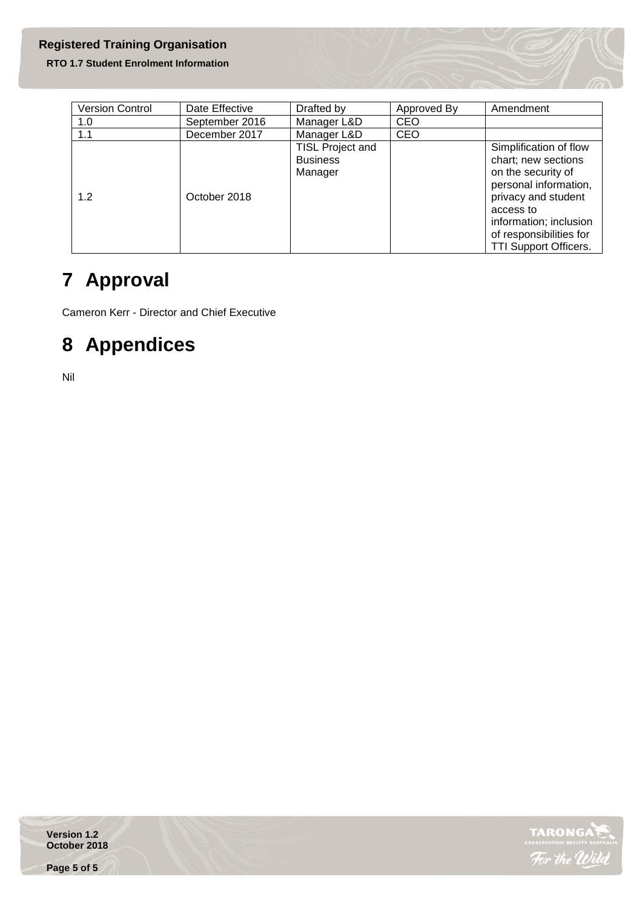| Version Control | Date Effective | Drafted by | Approved By | Amendment |
| --- | --- | --- | --- | --- |
| 1.0 | September 2016 | Manager L&D | CEO | |
| 1.1 | December 2017 | Manager L&D | CEO | |
| 1.2 | October 2018 | TISL Project and Business Manager | | Simplification of flow chart; new sections on the security of personal information, privacy and student access to information; inclusion of responsibilities for TTI Support Officers. |

# 7 Approval

Cameron Kerr - Director and Chief Executive

# 8 Appendices

Nil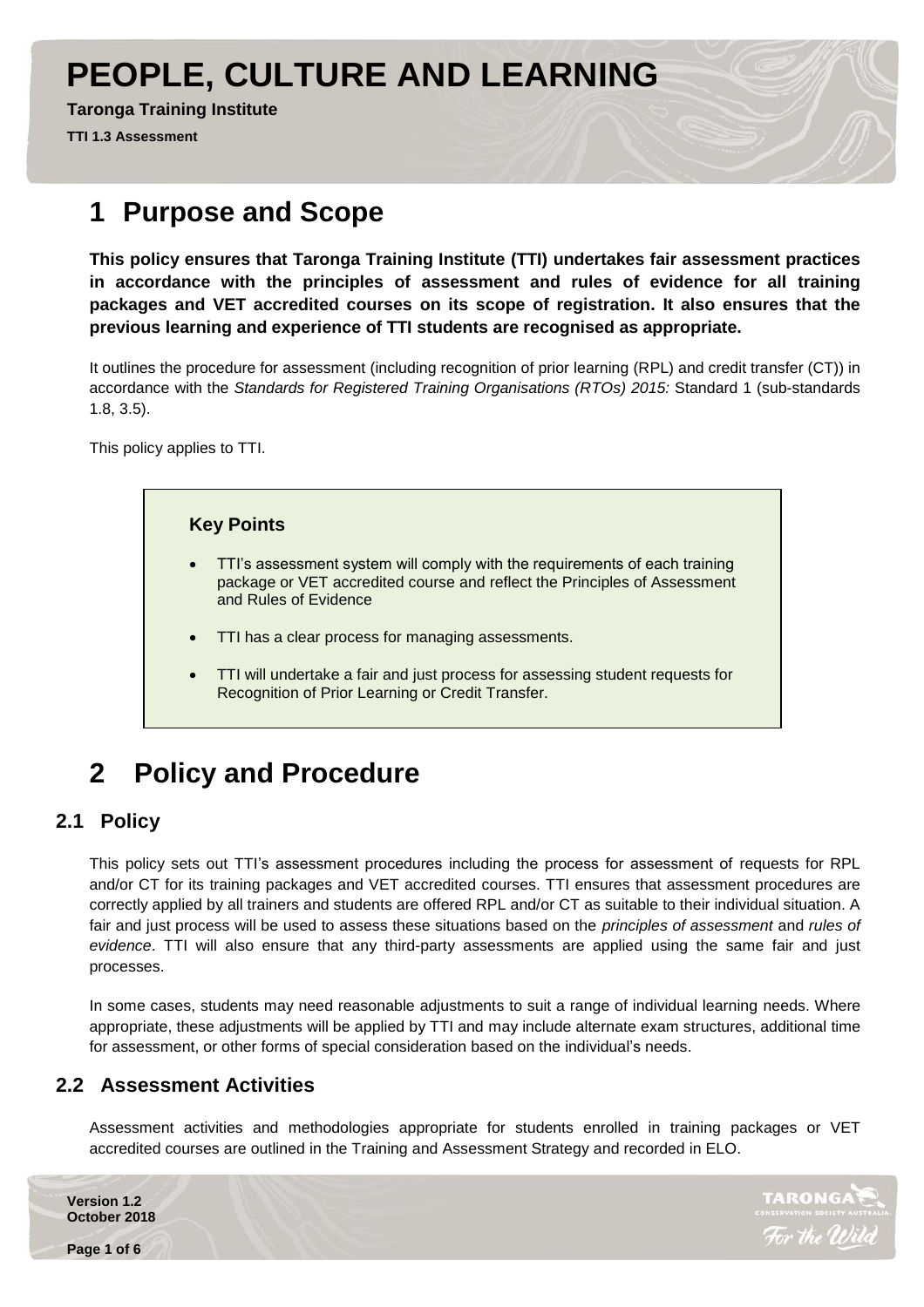# PEOPLE, CULTURE AND LEARNING

**Taronga Training Institute**

**TTI 1.3 Assessment**

# 1 Purpose and Scope

**This policy ensures that Taronga Training Institute (TTI) undertakes fair assessment practices in accordance with the principles of assessment and rules of evidence for all training packages and VET accredited courses on its scope of registration. It also ensures that the previous learning and experience of TTI students are recognised as appropriate.**

It outlines the procedure for assessment (including recognition of prior learning (RPL) and credit transfer (CT)) in accordance with the *Standards for Registered Training Organisations (RTOs) 2015:* Standard 1 (sub-standards 1.8, 3.5).

This policy applies to TTI.

> **Key Points**
>
> - TTI's assessment system will comply with the requirements of each training package or VET accredited course and reflect the Principles of Assessment and Rules of Evidence
> - TTI has a clear process for managing assessments.
> - TTI will undertake a fair and just process for assessing student requests for Recognition of Prior Learning or Credit Transfer.

# 2 Policy and Procedure

## 2.1 Policy

This policy sets out TTI's assessment procedures including the process for assessment of requests for RPL and/or CT for its training packages and VET accredited courses. TTI ensures that assessment procedures are correctly applied by all trainers and students are offered RPL and/or CT as suitable to their individual situation. A fair and just process will be used to assess these situations based on the *principles of assessment* and *rules of evidence*. TTI will also ensure that any third-party assessments are applied using the same fair and just processes.

In some cases, students may need reasonable adjustments to suit a range of individual learning needs. Where appropriate, these adjustments will be applied by TTI and may include alternate exam structures, additional time for assessment, or other forms of special consideration based on the individual's needs.

## 2.2 Assessment Activities

Assessment activities and methodologies appropriate for students enrolled in training packages or VET accredited courses are outlined in the Training and Assessment Strategy and recorded in ELO.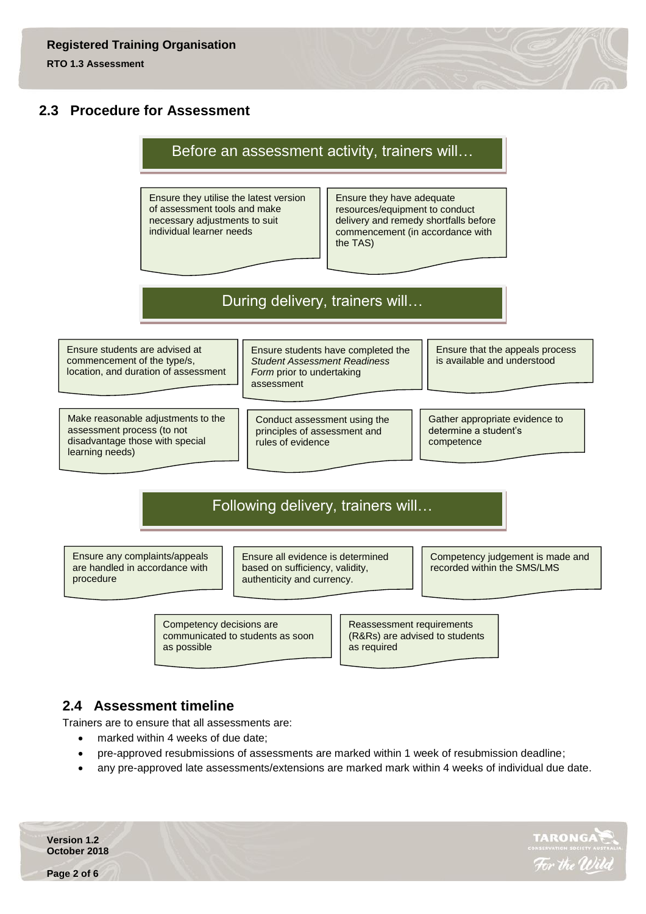## 2.3 Procedure for Assessment

### Before an assessment activity, trainers will…

- Ensure they utilise the latest version of assessment tools and make necessary adjustments to suit individual learner needs
- Ensure they have adequate resources/equipment to conduct delivery and remedy shortfalls before commencement (in accordance with the TAS)

### During delivery, trainers will…

- Ensure students are advised at commencement of the type/s, location, and duration of assessment
- Ensure students have completed the *Student Assessment Readiness Form* prior to undertaking assessment
- Ensure that the appeals process is available and understood
- Make reasonable adjustments to the assessment process (to not disadvantage those with special learning needs)
- Conduct assessment using the principles of assessment and rules of evidence
- Gather appropriate evidence to determine a student's competence

### Following delivery, trainers will…

- Ensure any complaints/appeals are handled in accordance with procedure
- Ensure all evidence is determined based on sufficiency, validity, authenticity and currency.
- Competency judgement is made and recorded within the SMS/LMS
- Competency decisions are communicated to students as soon as possible
- Reassessment requirements (R&Rs) are advised to students as required

## 2.4 Assessment timeline

Trainers are to ensure that all assessments are:

- marked within 4 weeks of due date;
- pre-approved resubmissions of assessments are marked within 1 week of resubmission deadline;
- any pre-approved late assessments/extensions are marked mark within 4 weeks of individual due date.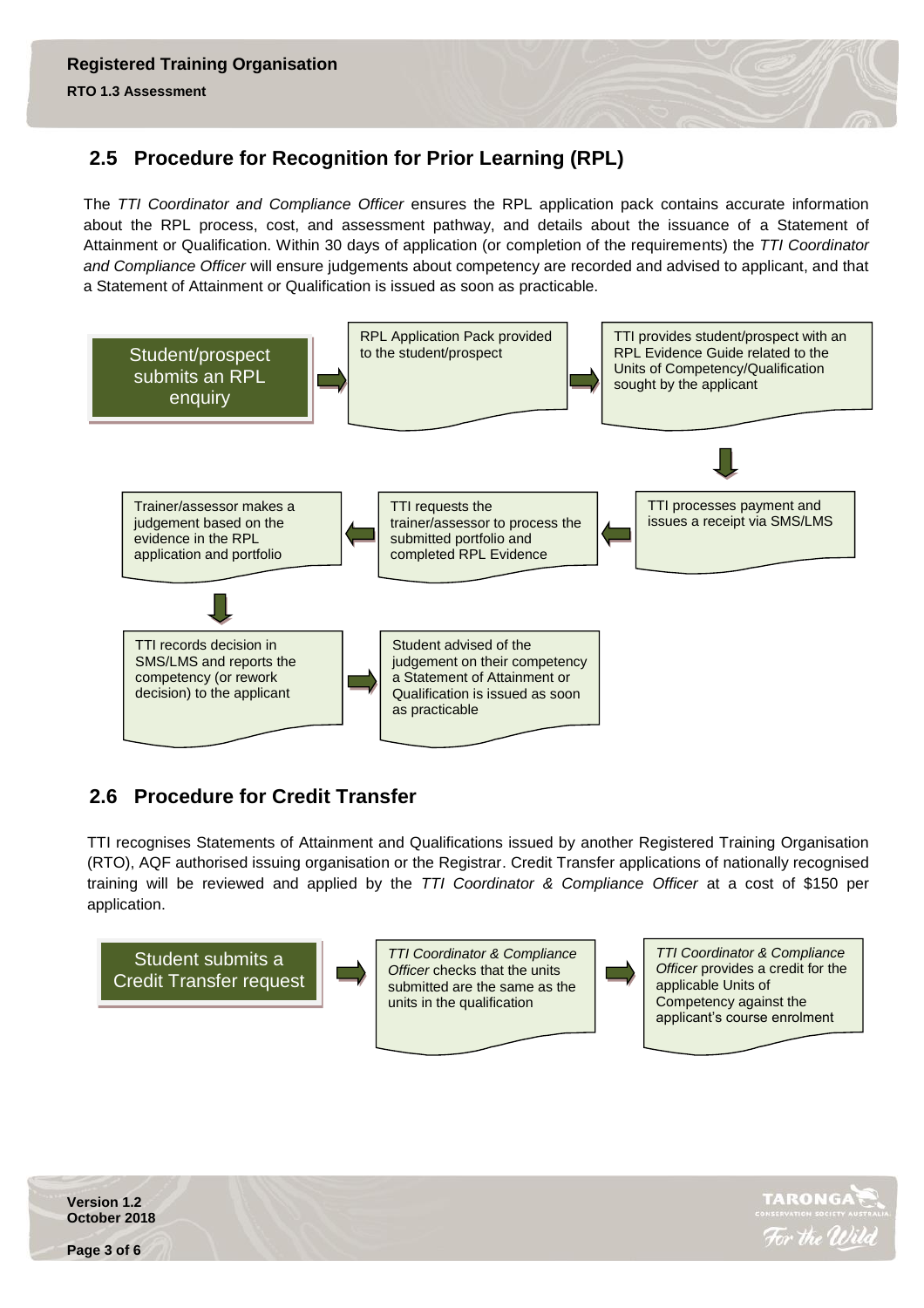## 2.5 Procedure for Recognition for Prior Learning (RPL)

The *TTI Coordinator and Compliance Officer* ensures the RPL application pack contains accurate information about the RPL process, cost, and assessment pathway, and details about the issuance of a Statement of Attainment or Qualification. Within 30 days of application (or completion of the requirements) the *TTI Coordinator and Compliance Officer* will ensure judgements about competency are recorded and advised to applicant, and that a Statement of Attainment or Qualification is issued as soon as practicable.

1. Student/prospect submits an RPL enquiry
2. RPL Application Pack provided to the student/prospect
3. TTI provides student/prospect with an RPL Evidence Guide related to the Units of Competency/Qualification sought by the applicant
4. TTI processes payment and issues a receipt via SMS/LMS
5. TTI requests the trainer/assessor to process the submitted portfolio and completed RPL Evidence
6. Trainer/assessor makes a judgement based on the evidence in the RPL application and portfolio
7. TTI records decision in SMS/LMS and reports the competency (or rework decision) to the applicant
8. Student advised of the judgement on their competency a Statement of Attainment or Qualification is issued as soon as practicable

## 2.6 Procedure for Credit Transfer

TTI recognises Statements of Attainment and Qualifications issued by another Registered Training Organisation (RTO), AQF authorised issuing organisation or the Registrar. Credit Transfer applications of nationally recognised training will be reviewed and applied by the *TTI Coordinator & Compliance Officer* at a cost of $150 per application.

1. Student submits a Credit Transfer request
2. *TTI Coordinator & Compliance Officer* checks that the units submitted are the same as the units in the qualification
3. *TTI Coordinator & Compliance Officer* provides a credit for the applicable Units of Competency against the applicant's course enrolment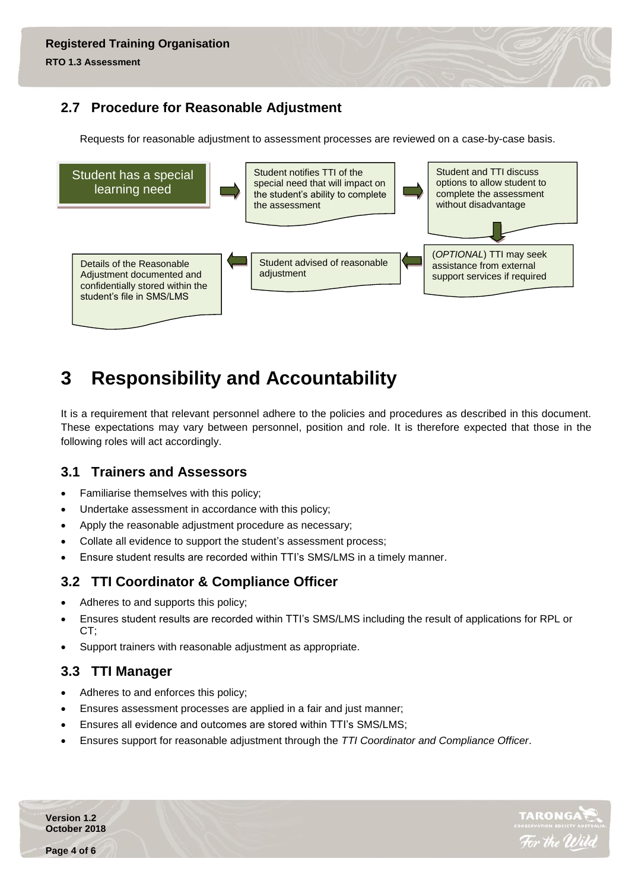## 2.7 Procedure for Reasonable Adjustment

Requests for reasonable adjustment to assessment processes are reviewed on a case-by-case basis.

1. Student has a special learning need
2. Student notifies TTI of the special need that will impact on the student's ability to complete the assessment
3. Student and TTI discuss options to allow student to complete the assessment without disadvantage
4. (*OPTIONAL*) TTI may seek assistance from external support services if required
5. Student advised of reasonable adjustment
6. Details of the Reasonable Adjustment documented and confidentially stored within the student's file in SMS/LMS

# 3 Responsibility and Accountability

It is a requirement that relevant personnel adhere to the policies and procedures as described in this document. These expectations may vary between personnel, position and role. It is therefore expected that those in the following roles will act accordingly.

## 3.1 Trainers and Assessors

- Familiarise themselves with this policy;
- Undertake assessment in accordance with this policy;
- Apply the reasonable adjustment procedure as necessary;
- Collate all evidence to support the student's assessment process;
- Ensure student results are recorded within TTI's SMS/LMS in a timely manner.

## 3.2 TTI Coordinator & Compliance Officer

- Adheres to and supports this policy;
- Ensures student results are recorded within TTI's SMS/LMS including the result of applications for RPL or CT;
- Support trainers with reasonable adjustment as appropriate.

## 3.3 TTI Manager

- Adheres to and enforces this policy;
- Ensures assessment processes are applied in a fair and just manner;
- Ensures all evidence and outcomes are stored within TTI's SMS/LMS;
- Ensures support for reasonable adjustment through the *TTI Coordinator and Compliance Officer*.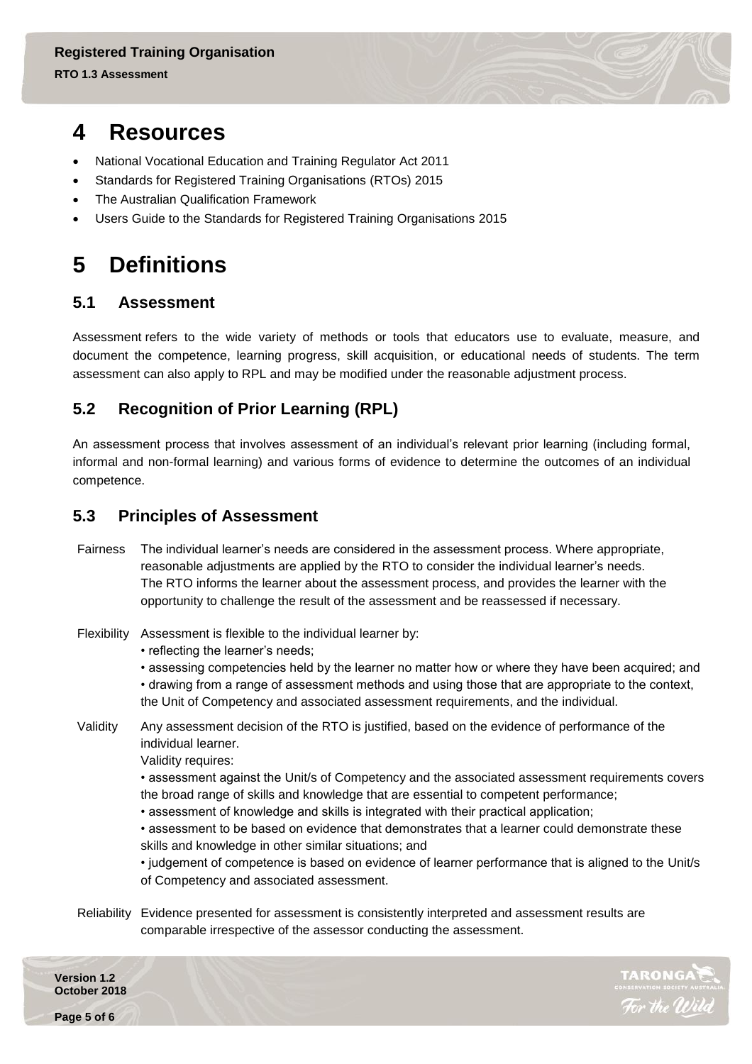# 4 Resources

- National Vocational Education and Training Regulator Act 2011
- Standards for Registered Training Organisations (RTOs) 2015
- The Australian Qualification Framework
- Users Guide to the Standards for Registered Training Organisations 2015

# 5 Definitions

## 5.1 Assessment

Assessment refers to the wide variety of methods or tools that educators use to evaluate, measure, and document the competence, learning progress, skill acquisition, or educational needs of students. The term assessment can also apply to RPL and may be modified under the reasonable adjustment process.

## 5.2 Recognition of Prior Learning (RPL)

An assessment process that involves assessment of an individual's relevant prior learning (including formal, informal and non-formal learning) and various forms of evidence to determine the outcomes of an individual competence.

## 5.3 Principles of Assessment

| | |
|---|---|
| Fairness | The individual learner's needs are considered in the assessment process. Where appropriate, reasonable adjustments are applied by the RTO to consider the individual learner's needs. The RTO informs the learner about the assessment process, and provides the learner with the opportunity to challenge the result of the assessment and be reassessed if necessary. |
| Flexibility | Assessment is flexible to the individual learner by: • reflecting the learner's needs; • assessing competencies held by the learner no matter how or where they have been acquired; and • drawing from a range of assessment methods and using those that are appropriate to the context, the Unit of Competency and associated assessment requirements, and the individual. |
| Validity | Any assessment decision of the RTO is justified, based on the evidence of performance of the individual learner. Validity requires: • assessment against the Unit/s of Competency and the associated assessment requirements covers the broad range of skills and knowledge that are essential to competent performance; • assessment of knowledge and skills is integrated with their practical application; • assessment to be based on evidence that demonstrates that a learner could demonstrate these skills and knowledge in other similar situations; and • judgement of competence is based on evidence of learner performance that is aligned to the Unit/s of Competency and associated assessment. |
| Reliability | Evidence presented for assessment is consistently interpreted and assessment results are comparable irrespective of the assessor conducting the assessment. |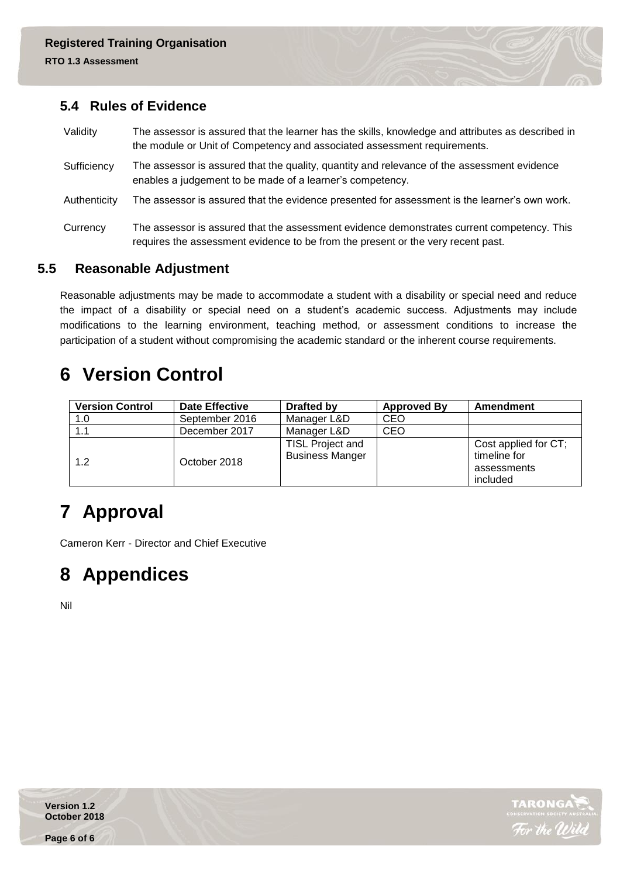### 5.4 Rules of Evidence

| | |
|---|---|
| Validity | The assessor is assured that the learner has the skills, knowledge and attributes as described in the module or Unit of Competency and associated assessment requirements. |
| Sufficiency | The assessor is assured that the quality, quantity and relevance of the assessment evidence enables a judgement to be made of a learner's competency. |
| Authenticity | The assessor is assured that the evidence presented for assessment is the learner's own work. |
| Currency | The assessor is assured that the assessment evidence demonstrates current competency. This requires the assessment evidence to be from the present or the very recent past. |

### 5.5 Reasonable Adjustment

Reasonable adjustments may be made to accommodate a student with a disability or special need and reduce the impact of a disability or special need on a student's academic success. Adjustments may include modifications to the learning environment, teaching method, or assessment conditions to increase the participation of a student without compromising the academic standard or the inherent course requirements.

# 6 Version Control

| Version Control | Date Effective | Drafted by | Approved By | Amendment |
|---|---|---|---|---|
| 1.0 | September 2016 | Manager L&D | CEO | |
| 1.1 | December 2017 | Manager L&D | CEO | |
| 1.2 | October 2018 | TISL Project and Business Manger | | Cost applied for CT; timeline for assessments included |

# 7 Approval

Cameron Kerr - Director and Chief Executive

# 8 Appendices

Nil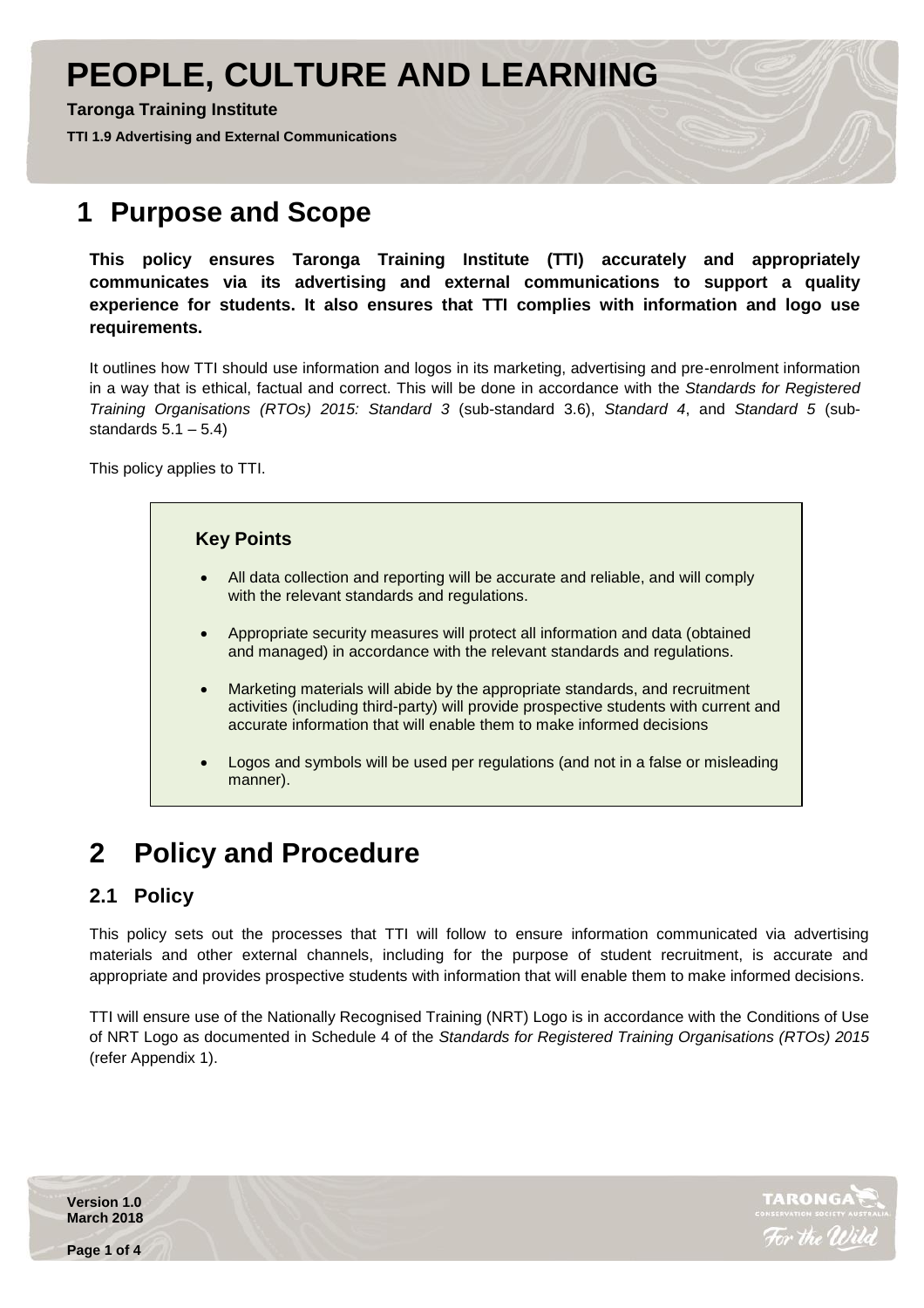# PEOPLE, CULTURE AND LEARNING

**Taronga Training Institute**

**TTI 1.9 Advertising and External Communications**

# 1 Purpose and Scope

**This policy ensures Taronga Training Institute (TTI) accurately and appropriately communicates via its advertising and external communications to support a quality experience for students. It also ensures that TTI complies with information and logo use requirements.**

It outlines how TTI should use information and logos in its marketing, advertising and pre-enrolment information in a way that is ethical, factual and correct. This will be done in accordance with the *Standards for Registered Training Organisations (RTOs) 2015: Standard 3* (sub-standard 3.6), *Standard 4*, and *Standard 5* (sub-standards 5.1 – 5.4)

This policy applies to TTI.

> **Key Points**
>
> - All data collection and reporting will be accurate and reliable, and will comply with the relevant standards and regulations.
> - Appropriate security measures will protect all information and data (obtained and managed) in accordance with the relevant standards and regulations.
> - Marketing materials will abide by the appropriate standards, and recruitment activities (including third-party) will provide prospective students with current and accurate information that will enable them to make informed decisions
> - Logos and symbols will be used per regulations (and not in a false or misleading manner).

# 2 Policy and Procedure

## 2.1 Policy

This policy sets out the processes that TTI will follow to ensure information communicated via advertising materials and other external channels, including for the purpose of student recruitment, is accurate and appropriate and provides prospective students with information that will enable them to make informed decisions.

TTI will ensure use of the Nationally Recognised Training (NRT) Logo is in accordance with the Conditions of Use of NRT Logo as documented in Schedule 4 of the *Standards for Registered Training Organisations (RTOs) 2015* (refer Appendix 1).

Version 1.0
March 2018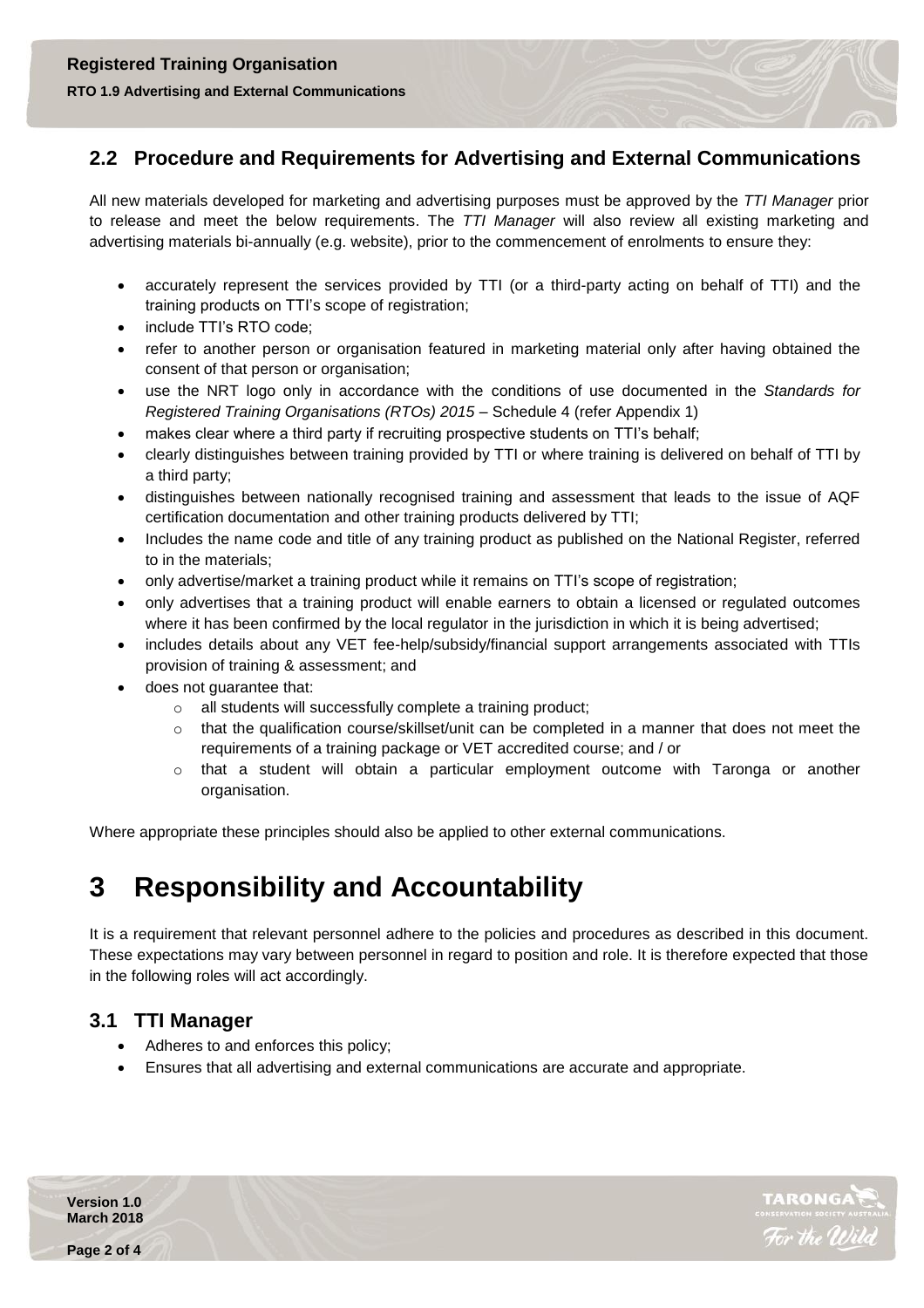## 2.2 Procedure and Requirements for Advertising and External Communications

All new materials developed for marketing and advertising purposes must be approved by the *TTI Manager* prior to release and meet the below requirements. The *TTI Manager* will also review all existing marketing and advertising materials bi-annually (e.g. website), prior to the commencement of enrolments to ensure they:

- accurately represent the services provided by TTI (or a third-party acting on behalf of TTI) and the training products on TTI's scope of registration;
- include TTI's RTO code;
- refer to another person or organisation featured in marketing material only after having obtained the consent of that person or organisation;
- use the NRT logo only in accordance with the conditions of use documented in the *Standards for Registered Training Organisations (RTOs) 2015* – Schedule 4 (refer Appendix 1)
- makes clear where a third party if recruiting prospective students on TTI's behalf;
- clearly distinguishes between training provided by TTI or where training is delivered on behalf of TTI by a third party;
- distinguishes between nationally recognised training and assessment that leads to the issue of AQF certification documentation and other training products delivered by TTI;
- Includes the name code and title of any training product as published on the National Register, referred to in the materials;
- only advertise/market a training product while it remains on TTI's scope of registration;
- only advertises that a training product will enable earners to obtain a licensed or regulated outcomes where it has been confirmed by the local regulator in the jurisdiction in which it is being advertised;
- includes details about any VET fee-help/subsidy/financial support arrangements associated with TTIs provision of training & assessment; and
- does not guarantee that:
    - all students will successfully complete a training product;
    - that the qualification course/skillset/unit can be completed in a manner that does not meet the requirements of a training package or VET accredited course; and / or
    - that a student will obtain a particular employment outcome with Taronga or another organisation.

Where appropriate these principles should also be applied to other external communications.

# 3 Responsibility and Accountability

It is a requirement that relevant personnel adhere to the policies and procedures as described in this document. These expectations may vary between personnel in regard to position and role. It is therefore expected that those in the following roles will act accordingly.

## 3.1 TTI Manager

- Adheres to and enforces this policy;
- Ensures that all advertising and external communications are accurate and appropriate.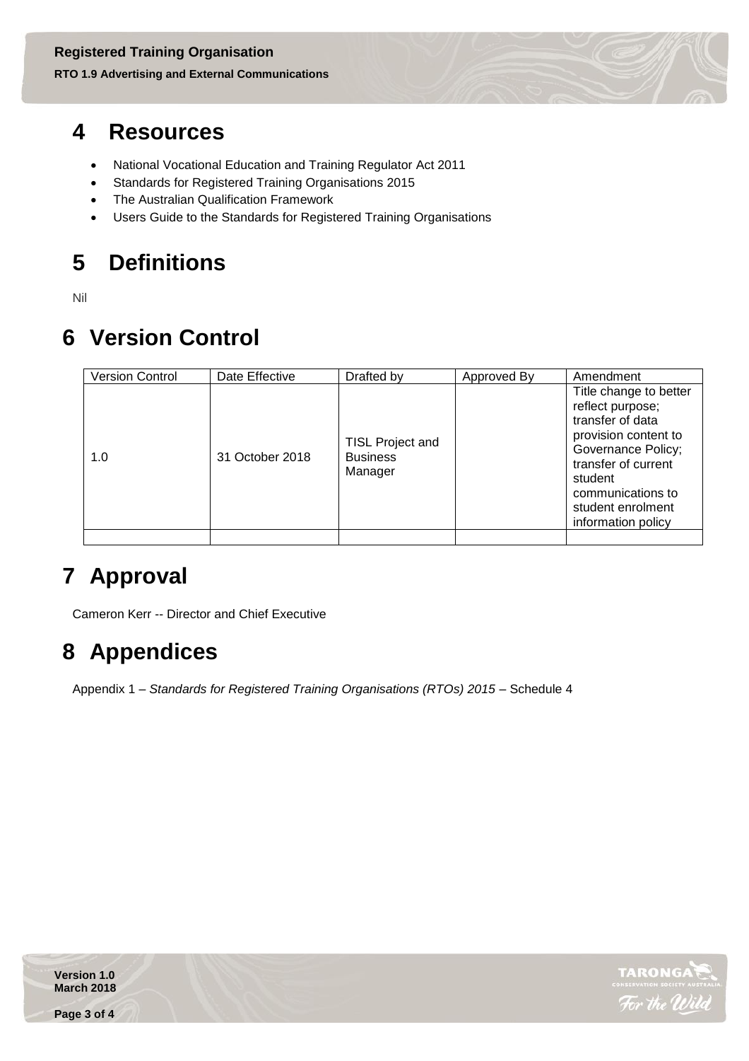# 4 Resources

- National Vocational Education and Training Regulator Act 2011
- Standards for Registered Training Organisations 2015
- The Australian Qualification Framework
- Users Guide to the Standards for Registered Training Organisations

# 5 Definitions

Nil

# 6 Version Control

| Version Control | Date Effective | Drafted by | Approved By | Amendment |
|---|---|---|---|---|
| 1.0 | 31 October 2018 | TISL Project and Business Manager | | Title change to better reflect purpose; transfer of data provision content to Governance Policy; transfer of current student communications to student enrolment information policy |
| | | | | |

# 7 Approval

Cameron Kerr -- Director and Chief Executive

# 8 Appendices

Appendix 1 – *Standards for Registered Training Organisations (RTOs) 2015* – Schedule 4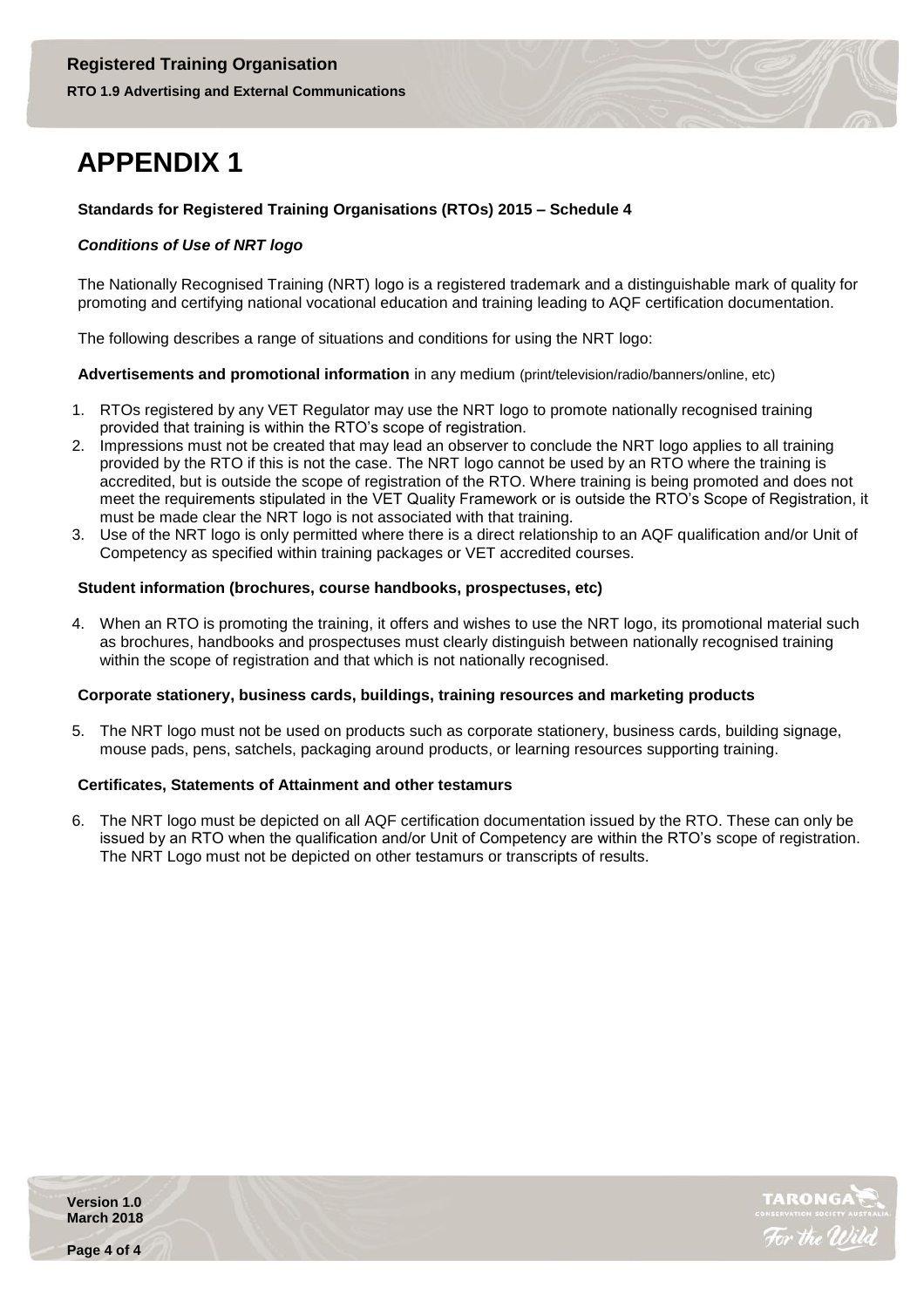# APPENDIX 1

**Standards for Registered Training Organisations (RTOs) 2015 – Schedule 4**

***Conditions of Use of NRT logo***

The Nationally Recognised Training (NRT) logo is a registered trademark and a distinguishable mark of quality for promoting and certifying national vocational education and training leading to AQF certification documentation.

The following describes a range of situations and conditions for using the NRT logo:

**Advertisements and promotional information** in any medium (print/television/radio/banners/online, etc)

1. RTOs registered by any VET Regulator may use the NRT logo to promote nationally recognised training provided that training is within the RTO's scope of registration.
2. Impressions must not be created that may lead an observer to conclude the NRT logo applies to all training provided by the RTO if this is not the case. The NRT logo cannot be used by an RTO where the training is accredited, but is outside the scope of registration of the RTO. Where training is being promoted and does not meet the requirements stipulated in the VET Quality Framework or is outside the RTO's Scope of Registration, it must be made clear the NRT logo is not associated with that training.
3. Use of the NRT logo is only permitted where there is a direct relationship to an AQF qualification and/or Unit of Competency as specified within training packages or VET accredited courses.

**Student information (brochures, course handbooks, prospectuses, etc)**

4. When an RTO is promoting the training, it offers and wishes to use the NRT logo, its promotional material such as brochures, handbooks and prospectuses must clearly distinguish between nationally recognised training within the scope of registration and that which is not nationally recognised.

**Corporate stationery, business cards, buildings, training resources and marketing products**

5. The NRT logo must not be used on products such as corporate stationery, business cards, building signage, mouse pads, pens, satchels, packaging around products, or learning resources supporting training.

**Certificates, Statements of Attainment and other testamurs**

6. The NRT logo must be depicted on all AQF certification documentation issued by the RTO. These can only be issued by an RTO when the qualification and/or Unit of Competency are within the RTO's scope of registration. The NRT Logo must not be depicted on other testamurs or transcripts of results.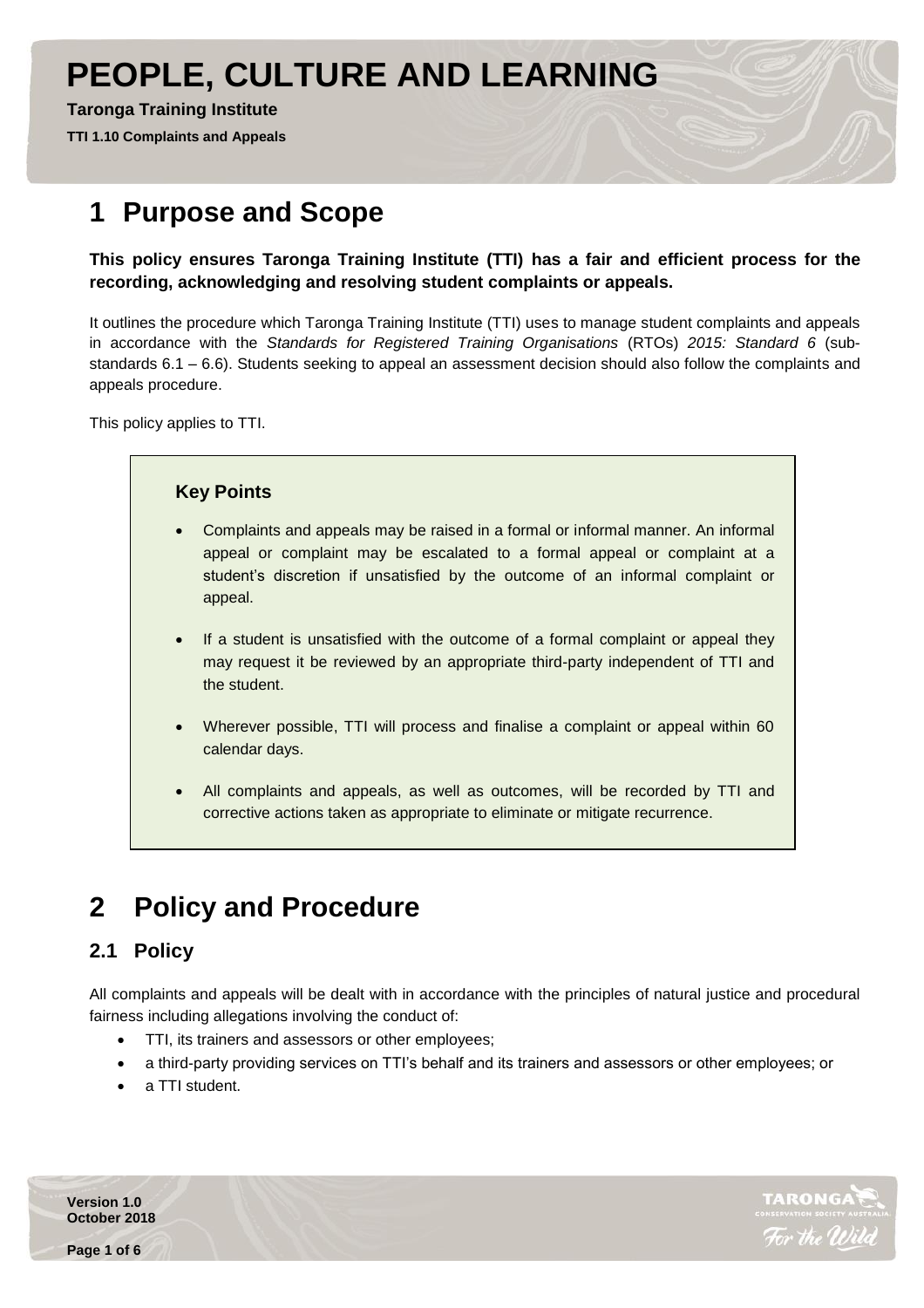# PEOPLE, CULTURE AND LEARNING

**Taronga Training Institute**

**TTI 1.10 Complaints and Appeals**

# 1 Purpose and Scope

**This policy ensures Taronga Training Institute (TTI) has a fair and efficient process for the recording, acknowledging and resolving student complaints or appeals.**

It outlines the procedure which Taronga Training Institute (TTI) uses to manage student complaints and appeals in accordance with the *Standards for Registered Training Organisations* (RTOs) *2015: Standard 6* (sub-standards 6.1 – 6.6). Students seeking to appeal an assessment decision should also follow the complaints and appeals procedure.

This policy applies to TTI.

### Key Points

- Complaints and appeals may be raised in a formal or informal manner. An informal appeal or complaint may be escalated to a formal appeal or complaint at a student's discretion if unsatisfied by the outcome of an informal complaint or appeal.
- If a student is unsatisfied with the outcome of a formal complaint or appeal they may request it be reviewed by an appropriate third-party independent of TTI and the student.
- Wherever possible, TTI will process and finalise a complaint or appeal within 60 calendar days.
- All complaints and appeals, as well as outcomes, will be recorded by TTI and corrective actions taken as appropriate to eliminate or mitigate recurrence.

# 2 Policy and Procedure

## 2.1 Policy

All complaints and appeals will be dealt with in accordance with the principles of natural justice and procedural fairness including allegations involving the conduct of:

- TTI, its trainers and assessors or other employees;
- a third-party providing services on TTI's behalf and its trainers and assessors or other employees; or
- a TTI student.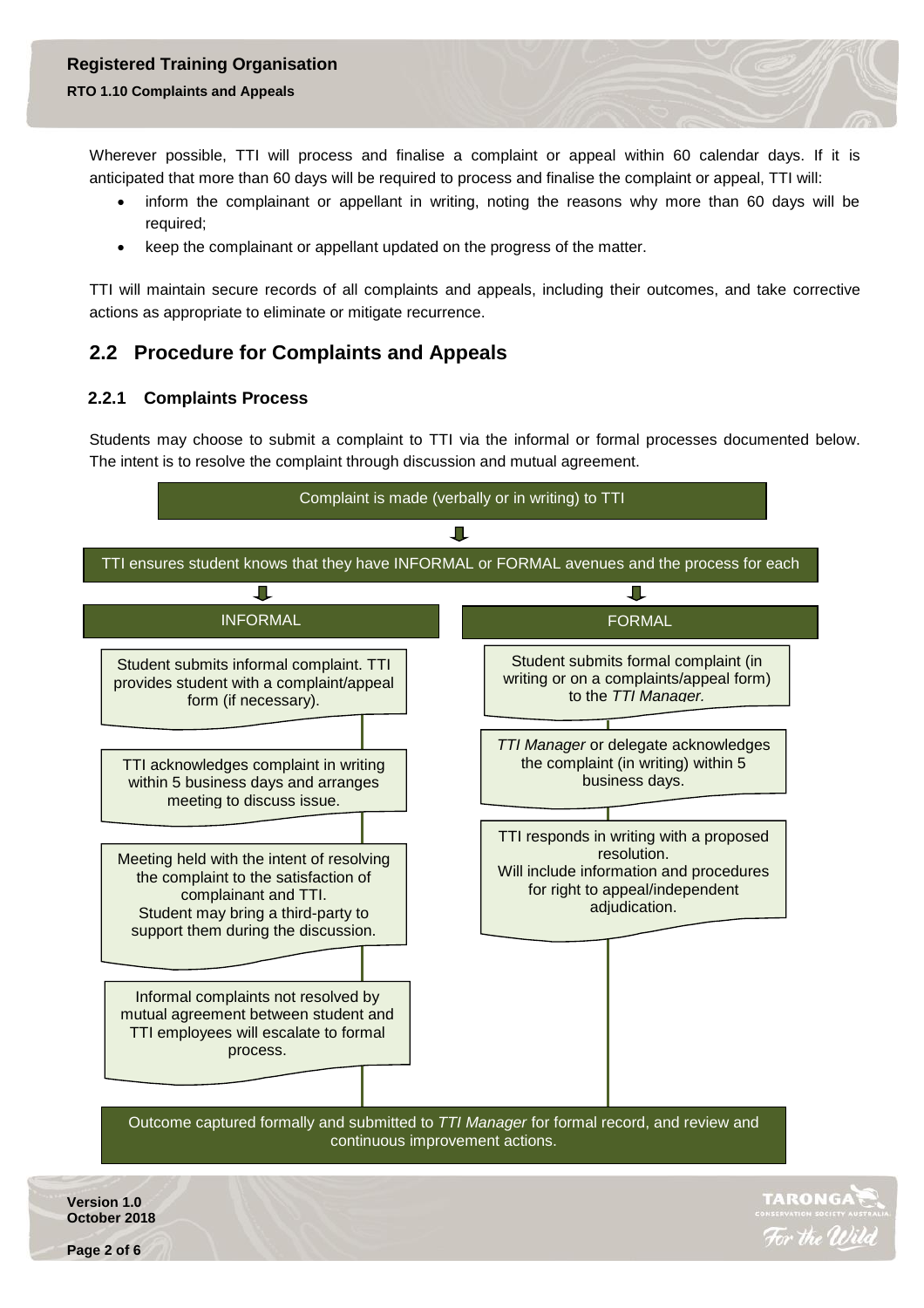Wherever possible, TTI will process and finalise a complaint or appeal within 60 calendar days. If it is anticipated that more than 60 days will be required to process and finalise the complaint or appeal, TTI will:

- inform the complainant or appellant in writing, noting the reasons why more than 60 days will be required;
- keep the complainant or appellant updated on the progress of the matter.

TTI will maintain secure records of all complaints and appeals, including their outcomes, and take corrective actions as appropriate to eliminate or mitigate recurrence.

## 2.2 Procedure for Complaints and Appeals

### 2.2.1 Complaints Process

Students may choose to submit a complaint to TTI via the informal or formal processes documented below. The intent is to resolve the complaint through discussion and mutual agreement.

Complaint is made (verbally or in writing) to TTI

↓

TTI ensures student knows that they have INFORMAL or FORMAL avenues and the process for each

**INFORMAL**

- Student submits informal complaint. TTI provides student with a complaint/appeal form (if necessary).
- TTI acknowledges complaint in writing within 5 business days and arranges meeting to discuss issue.
- Meeting held with the intent of resolving the complaint to the satisfaction of complainant and TTI. Student may bring a third-party to support them during the discussion.
- Informal complaints not resolved by mutual agreement between student and TTI employees will escalate to formal process.

**FORMAL**

- Student submits formal complaint (in writing or on a complaints/appeal form) to the *TTI Manager.*
- *TTI Manager* or delegate acknowledges the complaint (in writing) within 5 business days.
- TTI responds in writing with a proposed resolution. Will include information and procedures for right to appeal/independent adjudication.

Outcome captured formally and submitted to *TTI Manager* for formal record, and review and continuous improvement actions.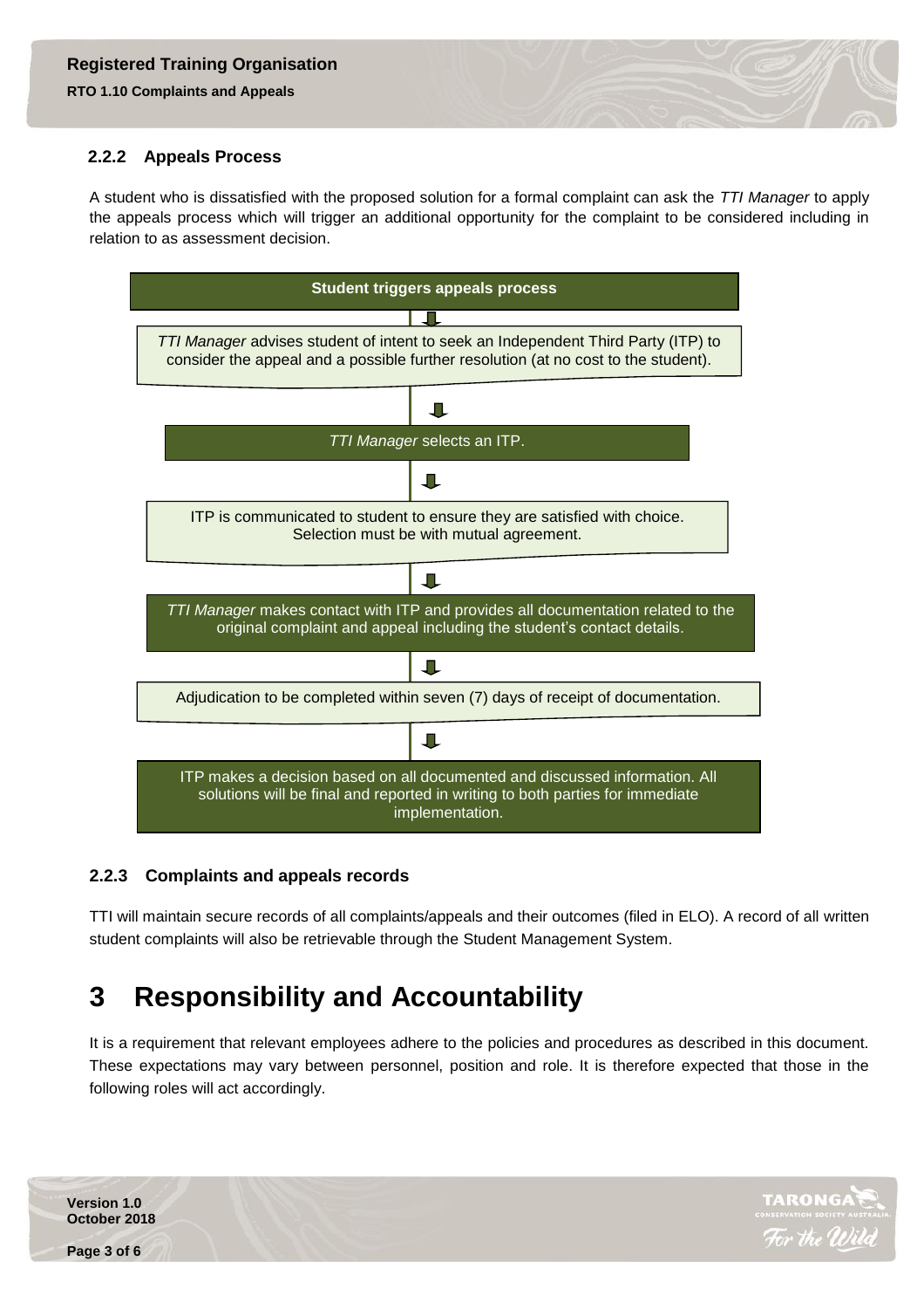### 2.2.2 Appeals Process

A student who is dissatisfied with the proposed solution for a formal complaint can ask the *TTI Manager* to apply the appeals process which will trigger an additional opportunity for the complaint to be considered including in relation to as assessment decision.

**Student triggers appeals process**

↓

*TTI Manager* advises student of intent to seek an Independent Third Party (ITP) to consider the appeal and a possible further resolution (at no cost to the student).

↓

*TTI Manager* selects an ITP.

↓

ITP is communicated to student to ensure they are satisfied with choice. Selection must be with mutual agreement.

↓

*TTI Manager* makes contact with ITP and provides all documentation related to the original complaint and appeal including the student's contact details.

↓

Adjudication to be completed within seven (7) days of receipt of documentation.

↓

ITP makes a decision based on all documented and discussed information. All solutions will be final and reported in writing to both parties for immediate implementation.

### 2.2.3 Complaints and appeals records

TTI will maintain secure records of all complaints/appeals and their outcomes (filed in ELO). A record of all written student complaints will also be retrievable through the Student Management System.

# 3 Responsibility and Accountability

It is a requirement that relevant employees adhere to the policies and procedures as described in this document. These expectations may vary between personnel, position and role. It is therefore expected that those in the following roles will act accordingly.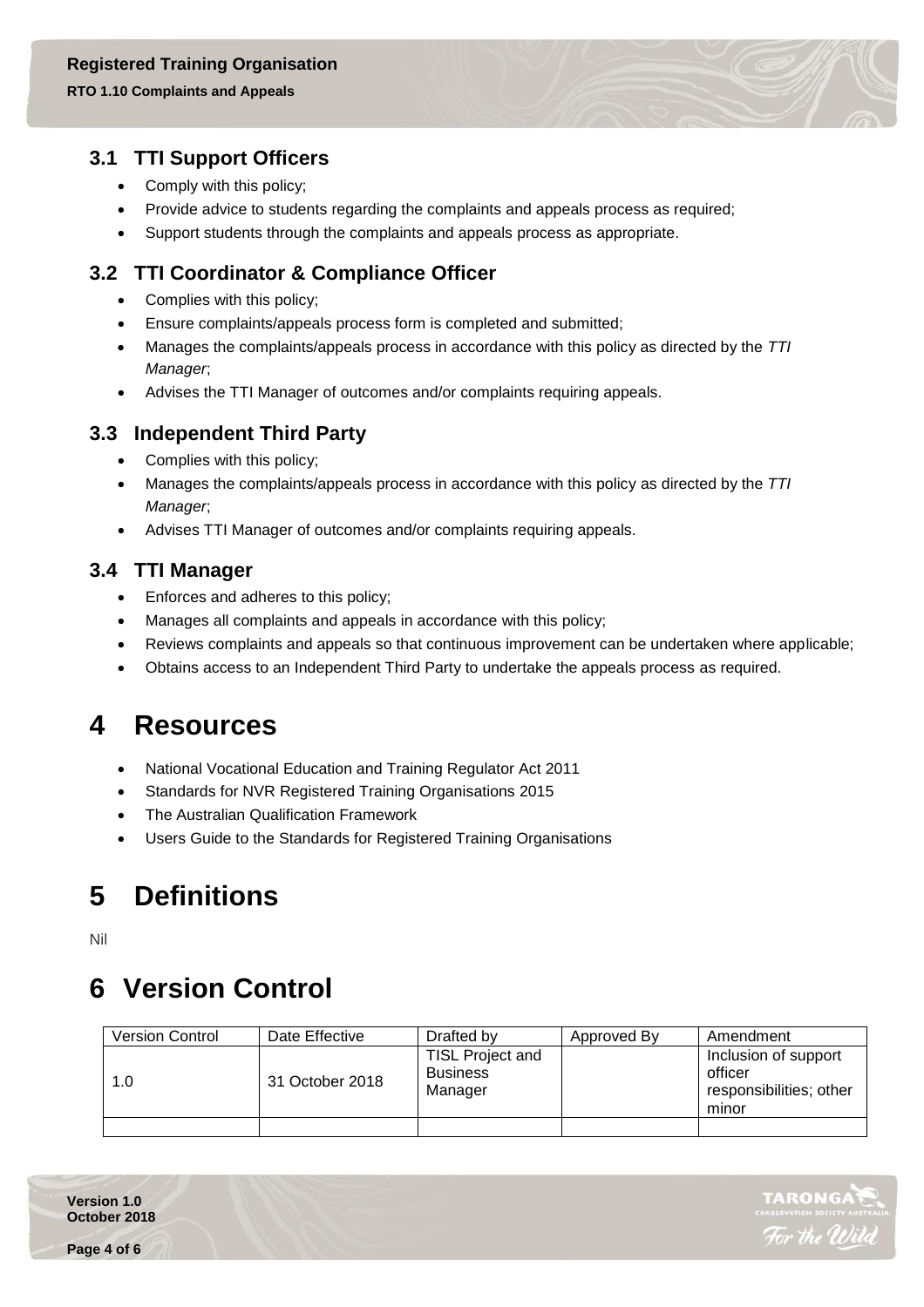### 3.1 TTI Support Officers

- Comply with this policy;
- Provide advice to students regarding the complaints and appeals process as required;
- Support students through the complaints and appeals process as appropriate.

### 3.2 TTI Coordinator & Compliance Officer

- Complies with this policy;
- Ensure complaints/appeals process form is completed and submitted;
- Manages the complaints/appeals process in accordance with this policy as directed by the *TTI Manager*;
- Advises the TTI Manager of outcomes and/or complaints requiring appeals.

### 3.3 Independent Third Party

- Complies with this policy;
- Manages the complaints/appeals process in accordance with this policy as directed by the *TTI Manager*;
- Advises TTI Manager of outcomes and/or complaints requiring appeals.

### 3.4 TTI Manager

- Enforces and adheres to this policy;
- Manages all complaints and appeals in accordance with this policy;
- Reviews complaints and appeals so that continuous improvement can be undertaken where applicable;
- Obtains access to an Independent Third Party to undertake the appeals process as required.

# 4 Resources

- National Vocational Education and Training Regulator Act 2011
- Standards for NVR Registered Training Organisations 2015
- The Australian Qualification Framework
- Users Guide to the Standards for Registered Training Organisations

# 5 Definitions

Nil

# 6 Version Control

| Version Control | Date Effective | Drafted by | Approved By | Amendment |
|---|---|---|---|---|
| 1.0 | 31 October 2018 | TISL Project and Business Manager | | Inclusion of support officer responsibilities; other minor |
| | | | | |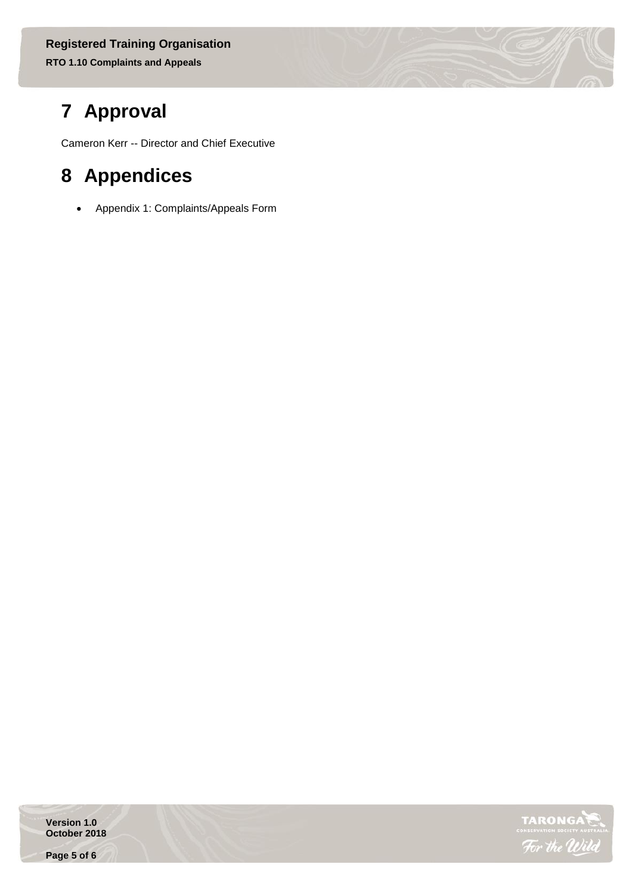# 7 Approval

Cameron Kerr -- Director and Chief Executive

# 8 Appendices

- Appendix 1: Complaints/Appeals Form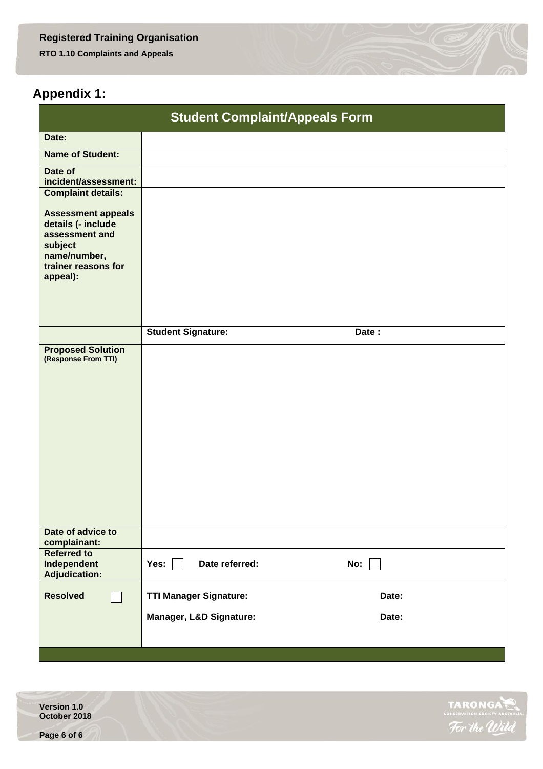## Appendix 1:

| Student Complaint/Appeals Form | | |
|---|---|---|
| **Date:** | | |
| **Name of Student:** | | |
| **Date of incident/assessment:** | | |
| **Complaint details:**<br><br>**Assessment appeals details (- include assessment and subject name/number, trainer reasons for appeal):** | | |
| | **Student Signature:** | **Date :** |
| **Proposed Solution** (Response From TTI) | | |
| **Date of advice to complainant:** | | |
| **Referred to Independent Adjudication:** | **Yes:** ☐ **Date referred:** | **No:** ☐ |
| **Resolved** ☐ | **TTI Manager Signature:**<br><br>**Manager, L&D Signature:** | **Date:**<br><br>**Date:** |